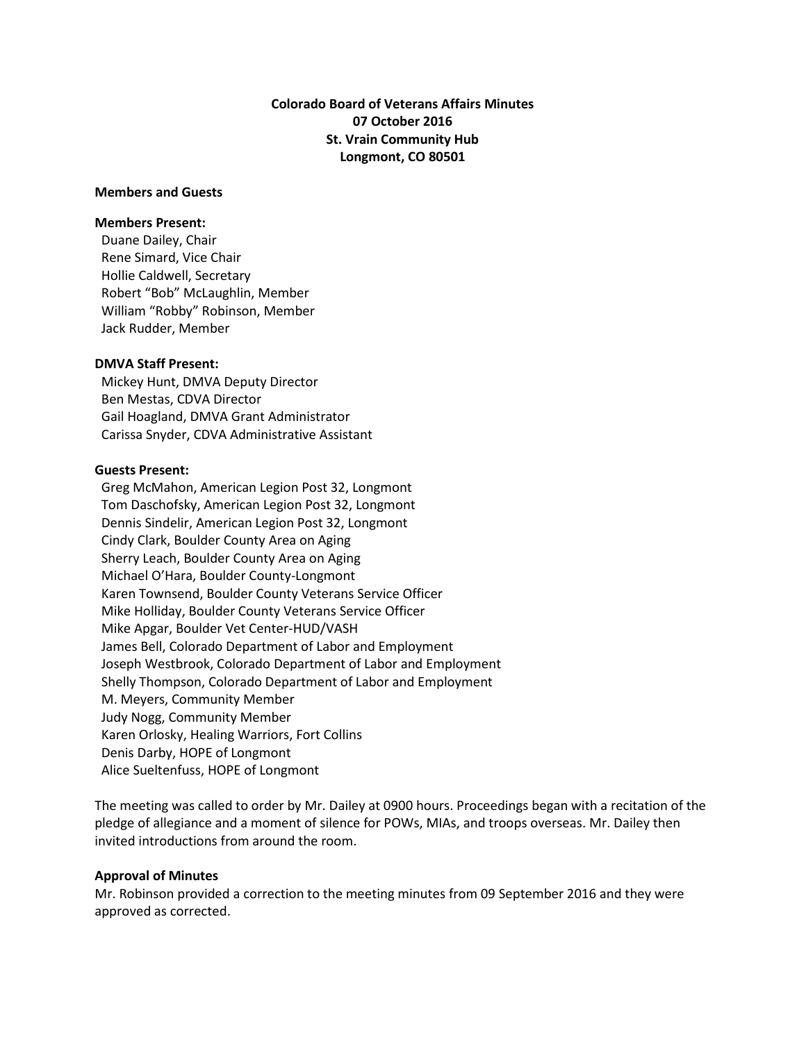# Colorado Board of Veterans Affairs Minutes

**07 October 2016**
**St. Vrain Community Hub**
**Longmont, CO 80501**

## Members and Guests

### Members Present:

Duane Dailey, Chair
Rene Simard, Vice Chair
Hollie Caldwell, Secretary
Robert “Bob” McLaughlin, Member
William “Robby” Robinson, Member
Jack Rudder, Member

### DMVA Staff Present:

Mickey Hunt, DMVA Deputy Director
Ben Mestas, CDVA Director
Gail Hoagland, DMVA Grant Administrator
Carissa Snyder, CDVA Administrative Assistant

### Guests Present:

Greg McMahon, American Legion Post 32, Longmont
Tom Daschofsky, American Legion Post 32, Longmont
Dennis Sindelir, American Legion Post 32, Longmont
Cindy Clark, Boulder County Area on Aging
Sherry Leach, Boulder County Area on Aging
Michael O’Hara, Boulder County-Longmont
Karen Townsend, Boulder County Veterans Service Officer
Mike Holliday, Boulder County Veterans Service Officer
Mike Apgar, Boulder Vet Center-HUD/VASH
James Bell, Colorado Department of Labor and Employment
Joseph Westbrook, Colorado Department of Labor and Employment
Shelly Thompson, Colorado Department of Labor and Employment
M. Meyers, Community Member
Judy Nogg, Community Member
Karen Orlosky, Healing Warriors, Fort Collins
Denis Darby, HOPE of Longmont
Alice Sueltenfuss, HOPE of Longmont

The meeting was called to order by Mr. Dailey at 0900 hours. Proceedings began with a recitation of the pledge of allegiance and a moment of silence for POWs, MIAs, and troops overseas. Mr. Dailey then invited introductions from around the room.

### Approval of Minutes

Mr. Robinson provided a correction to the meeting minutes from 09 September 2016 and they were approved as corrected.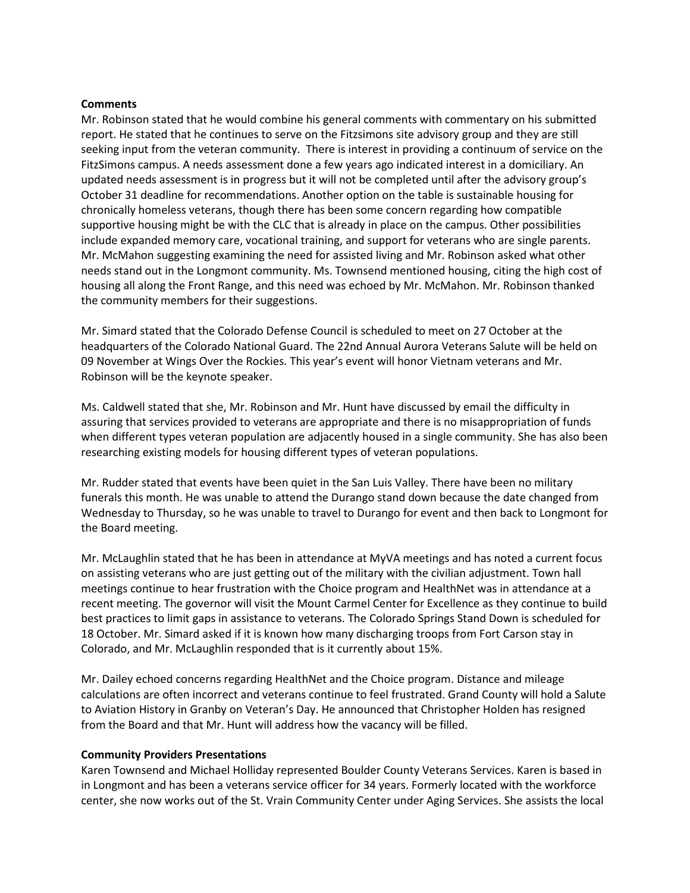**Comments**

Mr. Robinson stated that he would combine his general comments with commentary on his submitted report. He stated that he continues to serve on the Fitzsimons site advisory group and they are still seeking input from the veteran community. There is interest in providing a continuum of service on the FitzSimons campus. A needs assessment done a few years ago indicated interest in a domiciliary. An updated needs assessment is in progress but it will not be completed until after the advisory group's October 31 deadline for recommendations. Another option on the table is sustainable housing for chronically homeless veterans, though there has been some concern regarding how compatible supportive housing might be with the CLC that is already in place on the campus. Other possibilities include expanded memory care, vocational training, and support for veterans who are single parents. Mr. McMahon suggesting examining the need for assisted living and Mr. Robinson asked what other needs stand out in the Longmont community. Ms. Townsend mentioned housing, citing the high cost of housing all along the Front Range, and this need was echoed by Mr. McMahon. Mr. Robinson thanked the community members for their suggestions.

Mr. Simard stated that the Colorado Defense Council is scheduled to meet on 27 October at the headquarters of the Colorado National Guard. The 22nd Annual Aurora Veterans Salute will be held on 09 November at Wings Over the Rockies. This year's event will honor Vietnam veterans and Mr. Robinson will be the keynote speaker.

Ms. Caldwell stated that she, Mr. Robinson and Mr. Hunt have discussed by email the difficulty in assuring that services provided to veterans are appropriate and there is no misappropriation of funds when different types veteran population are adjacently housed in a single community. She has also been researching existing models for housing different types of veteran populations.

Mr. Rudder stated that events have been quiet in the San Luis Valley. There have been no military funerals this month. He was unable to attend the Durango stand down because the date changed from Wednesday to Thursday, so he was unable to travel to Durango for event and then back to Longmont for the Board meeting.

Mr. McLaughlin stated that he has been in attendance at MyVA meetings and has noted a current focus on assisting veterans who are just getting out of the military with the civilian adjustment. Town hall meetings continue to hear frustration with the Choice program and HealthNet was in attendance at a recent meeting. The governor will visit the Mount Carmel Center for Excellence as they continue to build best practices to limit gaps in assistance to veterans. The Colorado Springs Stand Down is scheduled for 18 October. Mr. Simard asked if it is known how many discharging troops from Fort Carson stay in Colorado, and Mr. McLaughlin responded that is it currently about 15%.

Mr. Dailey echoed concerns regarding HealthNet and the Choice program. Distance and mileage calculations are often incorrect and veterans continue to feel frustrated. Grand County will hold a Salute to Aviation History in Granby on Veteran's Day. He announced that Christopher Holden has resigned from the Board and that Mr. Hunt will address how the vacancy will be filled.

**Community Providers Presentations**

Karen Townsend and Michael Holliday represented Boulder County Veterans Services. Karen is based in in Longmont and has been a veterans service officer for 34 years. Formerly located with the workforce center, she now works out of the St. Vrain Community Center under Aging Services. She assists the local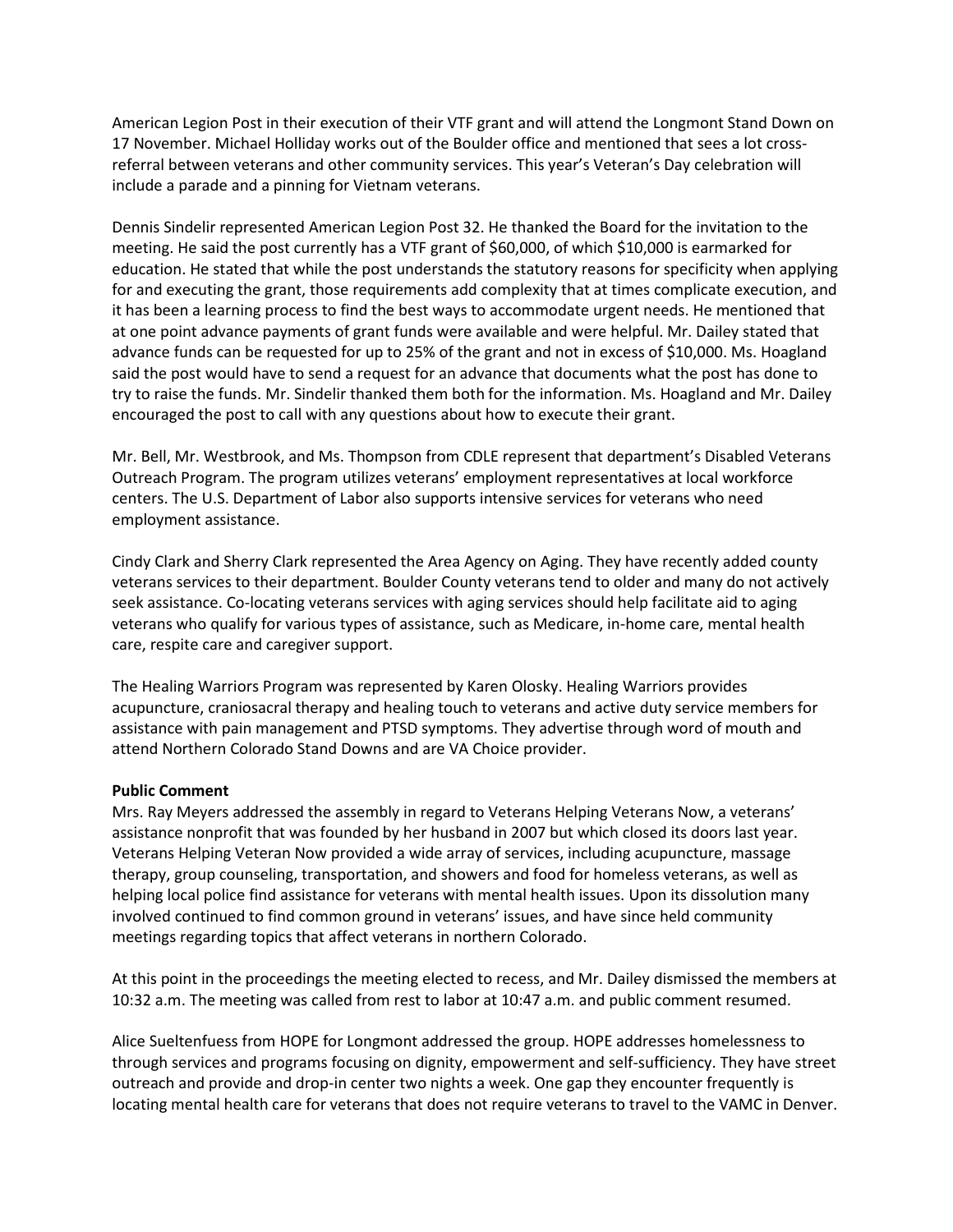American Legion Post in their execution of their VTF grant and will attend the Longmont Stand Down on 17 November. Michael Holliday works out of the Boulder office and mentioned that sees a lot cross-referral between veterans and other community services. This year's Veteran's Day celebration will include a parade and a pinning for Vietnam veterans.

Dennis Sindelir represented American Legion Post 32. He thanked the Board for the invitation to the meeting. He said the post currently has a VTF grant of $60,000, of which $10,000 is earmarked for education. He stated that while the post understands the statutory reasons for specificity when applying for and executing the grant, those requirements add complexity that at times complicate execution, and it has been a learning process to find the best ways to accommodate urgent needs. He mentioned that at one point advance payments of grant funds were available and were helpful. Mr. Dailey stated that advance funds can be requested for up to 25% of the grant and not in excess of $10,000. Ms. Hoagland said the post would have to send a request for an advance that documents what the post has done to try to raise the funds. Mr. Sindelir thanked them both for the information. Ms. Hoagland and Mr. Dailey encouraged the post to call with any questions about how to execute their grant.

Mr. Bell, Mr. Westbrook, and Ms. Thompson from CDLE represent that department's Disabled Veterans Outreach Program. The program utilizes veterans' employment representatives at local workforce centers. The U.S. Department of Labor also supports intensive services for veterans who need employment assistance.

Cindy Clark and Sherry Clark represented the Area Agency on Aging. They have recently added county veterans services to their department. Boulder County veterans tend to older and many do not actively seek assistance. Co-locating veterans services with aging services should help facilitate aid to aging veterans who qualify for various types of assistance, such as Medicare, in-home care, mental health care, respite care and caregiver support.

The Healing Warriors Program was represented by Karen Olosky. Healing Warriors provides acupuncture, craniosacral therapy and healing touch to veterans and active duty service members for assistance with pain management and PTSD symptoms. They advertise through word of mouth and attend Northern Colorado Stand Downs and are VA Choice provider.

**Public Comment**

Mrs. Ray Meyers addressed the assembly in regard to Veterans Helping Veterans Now, a veterans' assistance nonprofit that was founded by her husband in 2007 but which closed its doors last year. Veterans Helping Veteran Now provided a wide array of services, including acupuncture, massage therapy, group counseling, transportation, and showers and food for homeless veterans, as well as helping local police find assistance for veterans with mental health issues. Upon its dissolution many involved continued to find common ground in veterans' issues, and have since held community meetings regarding topics that affect veterans in northern Colorado.

At this point in the proceedings the meeting elected to recess, and Mr. Dailey dismissed the members at 10:32 a.m. The meeting was called from rest to labor at 10:47 a.m. and public comment resumed.

Alice Sueltenfuess from HOPE for Longmont addressed the group. HOPE addresses homelessness to through services and programs focusing on dignity, empowerment and self-sufficiency. They have street outreach and provide and drop-in center two nights a week. One gap they encounter frequently is locating mental health care for veterans that does not require veterans to travel to the VAMC in Denver.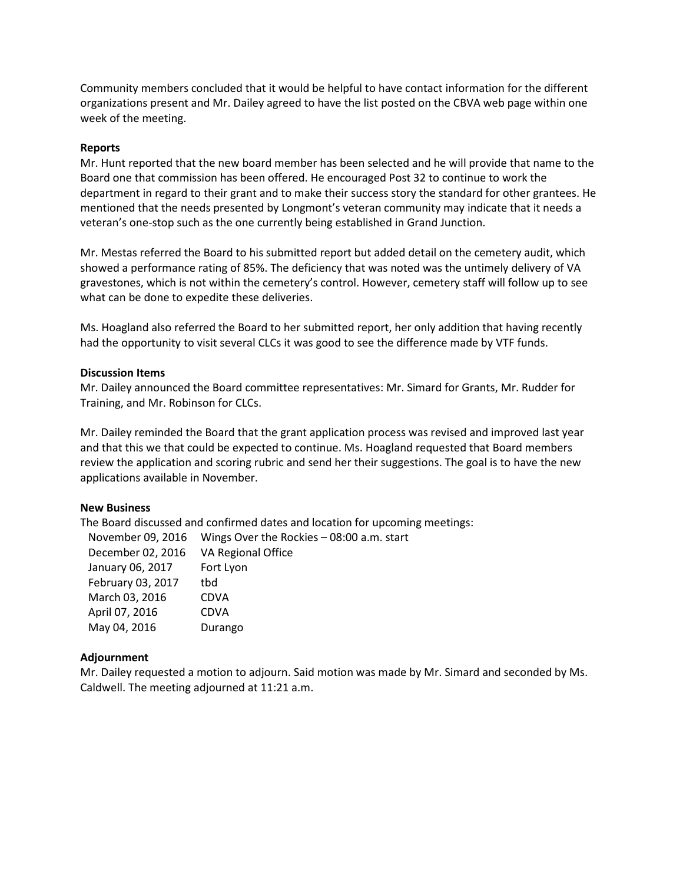Community members concluded that it would be helpful to have contact information for the different organizations present and Mr. Dailey agreed to have the list posted on the CBVA web page within one week of the meeting.

**Reports**

Mr. Hunt reported that the new board member has been selected and he will provide that name to the Board one that commission has been offered. He encouraged Post 32 to continue to work the department in regard to their grant and to make their success story the standard for other grantees. He mentioned that the needs presented by Longmont's veteran community may indicate that it needs a veteran's one-stop such as the one currently being established in Grand Junction.

Mr. Mestas referred the Board to his submitted report but added detail on the cemetery audit, which showed a performance rating of 85%. The deficiency that was noted was the untimely delivery of VA gravestones, which is not within the cemetery's control. However, cemetery staff will follow up to see what can be done to expedite these deliveries.

Ms. Hoagland also referred the Board to her submitted report, her only addition that having recently had the opportunity to visit several CLCs it was good to see the difference made by VTF funds.

**Discussion Items**

Mr. Dailey announced the Board committee representatives: Mr. Simard for Grants, Mr. Rudder for Training, and Mr. Robinson for CLCs.

Mr. Dailey reminded the Board that the grant application process was revised and improved last year and that this we that could be expected to continue. Ms. Hoagland requested that Board members review the application and scoring rubric and send her their suggestions. The goal is to have the new applications available in November.

**New Business**

The Board discussed and confirmed dates and location for upcoming meetings:

| | |
|---|---|
| November 09, 2016 | Wings Over the Rockies – 08:00 a.m. start |
| December 02, 2016 | VA Regional Office |
| January 06, 2017 | Fort Lyon |
| February 03, 2017 | tbd |
| March 03, 2016 | CDVA |
| April 07, 2016 | CDVA |
| May 04, 2016 | Durango |

**Adjournment**

Mr. Dailey requested a motion to adjourn. Said motion was made by Mr. Simard and seconded by Ms. Caldwell. The meeting adjourned at 11:21 a.m.